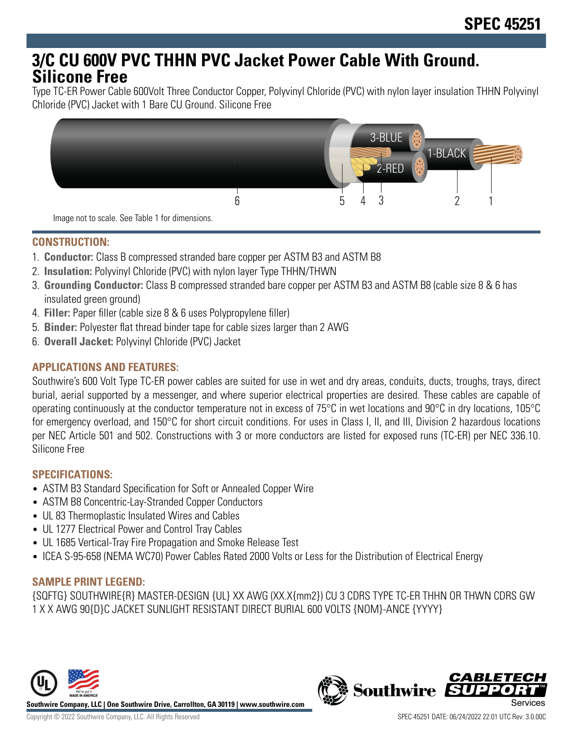SPEC 45251

# 3/C CU 600V PVC THHN PVC Jacket Power Cable With Ground. Silicone Free

Type TC-ER Power Cable 600Volt Three Conductor Copper, Polyvinyl Chloride (PVC) with nylon layer insulation THHN Polyvinyl Chloride (PVC) Jacket with 1 Bare CU Ground. Silicone Free

Image not to scale. See Table 1 for dimensions.

## CONSTRUCTION:

1. **Conductor:** Class B compressed stranded bare copper per ASTM B3 and ASTM B8
2. **Insulation:** Polyvinyl Chloride (PVC) with nylon layer Type THHN/THWN
3. **Grounding Conductor:** Class B compressed stranded bare copper per ASTM B3 and ASTM B8 (cable size 8 & 6 has insulated green ground)
4. **Filler:** Paper filler (cable size 8 & 6 uses Polypropylene filler)
5. **Binder:** Polyester flat thread binder tape for cable sizes larger than 2 AWG
6. **Overall Jacket:** Polyvinyl Chloride (PVC) Jacket

## APPLICATIONS AND FEATURES:

Southwire's 600 Volt Type TC-ER power cables are suited for use in wet and dry areas, conduits, ducts, troughs, trays, direct burial, aerial supported by a messenger, and where superior electrical properties are desired. These cables are capable of operating continuously at the conductor temperature not in excess of 75°C in wet locations and 90°C in dry locations, 105°C for emergency overload, and 150°C for short circuit conditions. For uses in Class I, II, and III, Division 2 hazardous locations per NEC Article 501 and 502. Constructions with 3 or more conductors are listed for exposed runs (TC-ER) per NEC 336.10. Silicone Free

## SPECIFICATIONS:

- ASTM B3 Standard Specification for Soft or Annealed Copper Wire
- ASTM B8 Concentric-Lay-Stranded Copper Conductors
- UL 83 Thermoplastic Insulated Wires and Cables
- UL 1277 Electrical Power and Control Tray Cables
- UL 1685 Vertical-Tray Fire Propagation and Smoke Release Test
- ICEA S-95-658 (NEMA WC70) Power Cables Rated 2000 Volts or Less for the Distribution of Electrical Energy

## SAMPLE PRINT LEGEND:

{SQFTG} SOUTHWIRE{R} MASTER-DESIGN {UL} XX AWG (XX.X{mm2}) CU 3 CDRS TYPE TC-ER THHN OR THWN CDRS GW 1 X X AWG 90{D}C JACKET SUNLIGHT RESISTANT DIRECT BURIAL 600 VOLTS {NOM}-ANCE {YYYY}

Southwire Company, LLC | One Southwire Drive, Carrollton, GA 30119 | www.southwire.com

Copyright © 2022 Southwire Company, LLC. All Rights Reserved

SPEC 45251 DATE: 06/24/2022 22:01 UTC Rev: 3.0.00C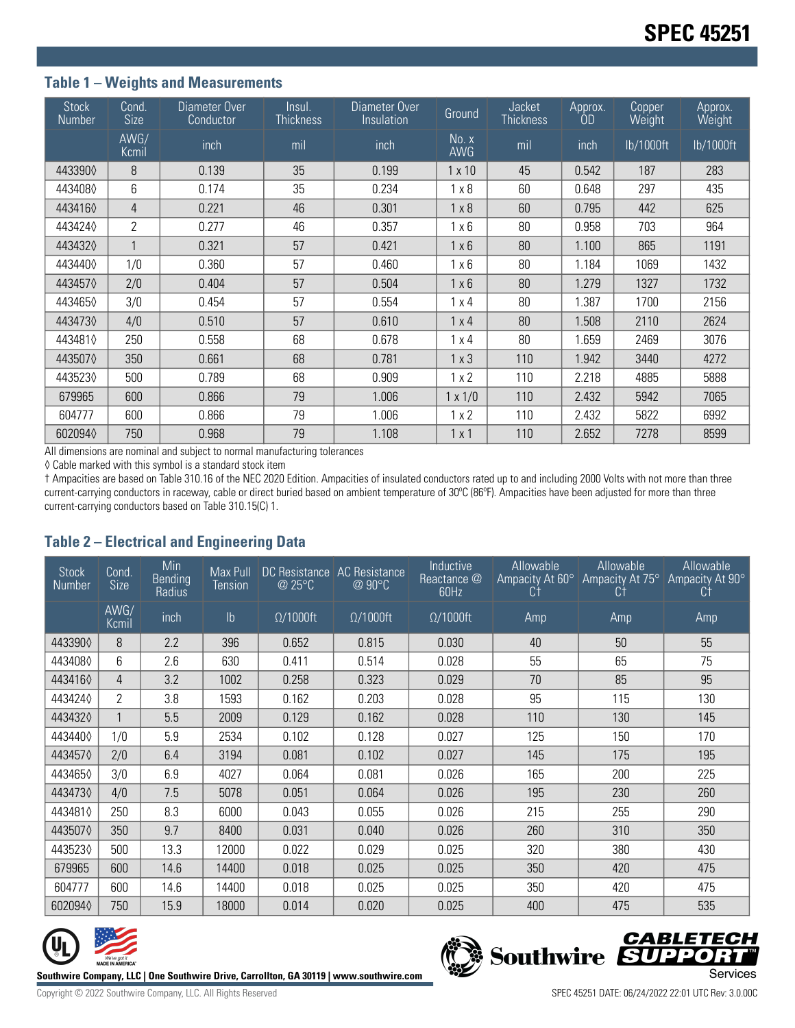# SPEC 45251

### Table 1 – Weights and Measurements

| Stock Number | Cond. Size | Diameter Over Conductor | Insul. Thickness | Diameter Over Insulation | Ground | Jacket Thickness | Approx. OD | Copper Weight | Approx. Weight |
|---|---|---|---|---|---|---|---|---|---|
| | AWG/ Kcmil | inch | mil | inch | No. x AWG | mil | inch | lb/1000ft | lb/1000ft |
| 443390◊ | 8 | 0.139 | 35 | 0.199 | 1 x 10 | 45 | 0.542 | 187 | 283 |
| 443408◊ | 6 | 0.174 | 35 | 0.234 | 1 x 8 | 60 | 0.648 | 297 | 435 |
| 443416◊ | 4 | 0.221 | 46 | 0.301 | 1 x 8 | 60 | 0.795 | 442 | 625 |
| 443424◊ | 2 | 0.277 | 46 | 0.357 | 1 x 6 | 80 | 0.958 | 703 | 964 |
| 443432◊ | 1 | 0.321 | 57 | 0.421 | 1 x 6 | 80 | 1.100 | 865 | 1191 |
| 443440◊ | 1/0 | 0.360 | 57 | 0.460 | 1 x 6 | 80 | 1.184 | 1069 | 1432 |
| 443457◊ | 2/0 | 0.404 | 57 | 0.504 | 1 x 6 | 80 | 1.279 | 1327 | 1732 |
| 443465◊ | 3/0 | 0.454 | 57 | 0.554 | 1 x 4 | 80 | 1.387 | 1700 | 2156 |
| 443473◊ | 4/0 | 0.510 | 57 | 0.610 | 1 x 4 | 80 | 1.508 | 2110 | 2624 |
| 443481◊ | 250 | 0.558 | 68 | 0.678 | 1 x 4 | 80 | 1.659 | 2469 | 3076 |
| 443507◊ | 350 | 0.661 | 68 | 0.781 | 1 x 3 | 110 | 1.942 | 3440 | 4272 |
| 443523◊ | 500 | 0.789 | 68 | 0.909 | 1 x 2 | 110 | 2.218 | 4885 | 5888 |
| 679965 | 600 | 0.866 | 79 | 1.006 | 1 x 1/0 | 110 | 2.432 | 5942 | 7065 |
| 604777 | 600 | 0.866 | 79 | 1.006 | 1 x 2 | 110 | 2.432 | 5822 | 6992 |
| 602094◊ | 750 | 0.968 | 79 | 1.108 | 1 x 1 | 110 | 2.652 | 7278 | 8599 |

All dimensions are nominal and subject to normal manufacturing tolerances

◊ Cable marked with this symbol is a standard stock item

† Ampacities are based on Table 310.16 of the NEC 2020 Edition. Ampacities of insulated conductors rated up to and including 2000 Volts with not more than three current-carrying conductors in raceway, cable or direct buried based on ambient temperature of 30ºC (86ºF). Ampacities have been adjusted for more than three current-carrying conductors based on Table 310.15(C) 1.

### Table 2 – Electrical and Engineering Data

| Stock Number | Cond. Size | Min Bending Radius | Max Pull Tension | DC Resistance @ 25°C | AC Resistance @ 90°C | Inductive Reactance @ 60Hz | Allowable Ampacity At 60° C† | Allowable Ampacity At 75° C† | Allowable Ampacity At 90° C† |
|---|---|---|---|---|---|---|---|---|---|
| | AWG/ Kcmil | inch | lb | Ω/1000ft | Ω/1000ft | Ω/1000ft | Amp | Amp | Amp |
| 443390◊ | 8 | 2.2 | 396 | 0.652 | 0.815 | 0.030 | 40 | 50 | 55 |
| 443408◊ | 6 | 2.6 | 630 | 0.411 | 0.514 | 0.028 | 55 | 65 | 75 |
| 443416◊ | 4 | 3.2 | 1002 | 0.258 | 0.323 | 0.029 | 70 | 85 | 95 |
| 443424◊ | 2 | 3.8 | 1593 | 0.162 | 0.203 | 0.028 | 95 | 115 | 130 |
| 443432◊ | 1 | 5.5 | 2009 | 0.129 | 0.162 | 0.028 | 110 | 130 | 145 |
| 443440◊ | 1/0 | 5.9 | 2534 | 0.102 | 0.128 | 0.027 | 125 | 150 | 170 |
| 443457◊ | 2/0 | 6.4 | 3194 | 0.081 | 0.102 | 0.027 | 145 | 175 | 195 |
| 443465◊ | 3/0 | 6.9 | 4027 | 0.064 | 0.081 | 0.026 | 165 | 200 | 225 |
| 443473◊ | 4/0 | 7.5 | 5078 | 0.051 | 0.064 | 0.026 | 195 | 230 | 260 |
| 443481◊ | 250 | 8.3 | 6000 | 0.043 | 0.055 | 0.026 | 215 | 255 | 290 |
| 443507◊ | 350 | 9.7 | 8400 | 0.031 | 0.040 | 0.026 | 260 | 310 | 350 |
| 443523◊ | 500 | 13.3 | 12000 | 0.022 | 0.029 | 0.025 | 320 | 380 | 430 |
| 679965 | 600 | 14.6 | 14400 | 0.018 | 0.025 | 0.025 | 350 | 420 | 475 |
| 604777 | 600 | 14.6 | 14400 | 0.018 | 0.025 | 0.025 | 350 | 420 | 475 |
| 602094◊ | 750 | 15.9 | 18000 | 0.014 | 0.020 | 0.025 | 400 | 475 | 535 |

Southwire Company, LLC | One Southwire Drive, Carrollton, GA 30119 | www.southwire.com

Copyright © 2022 Southwire Company, LLC. All Rights Reserved

SPEC 45251 DATE: 06/24/2022 22:01 UTC Rev: 3.0.00C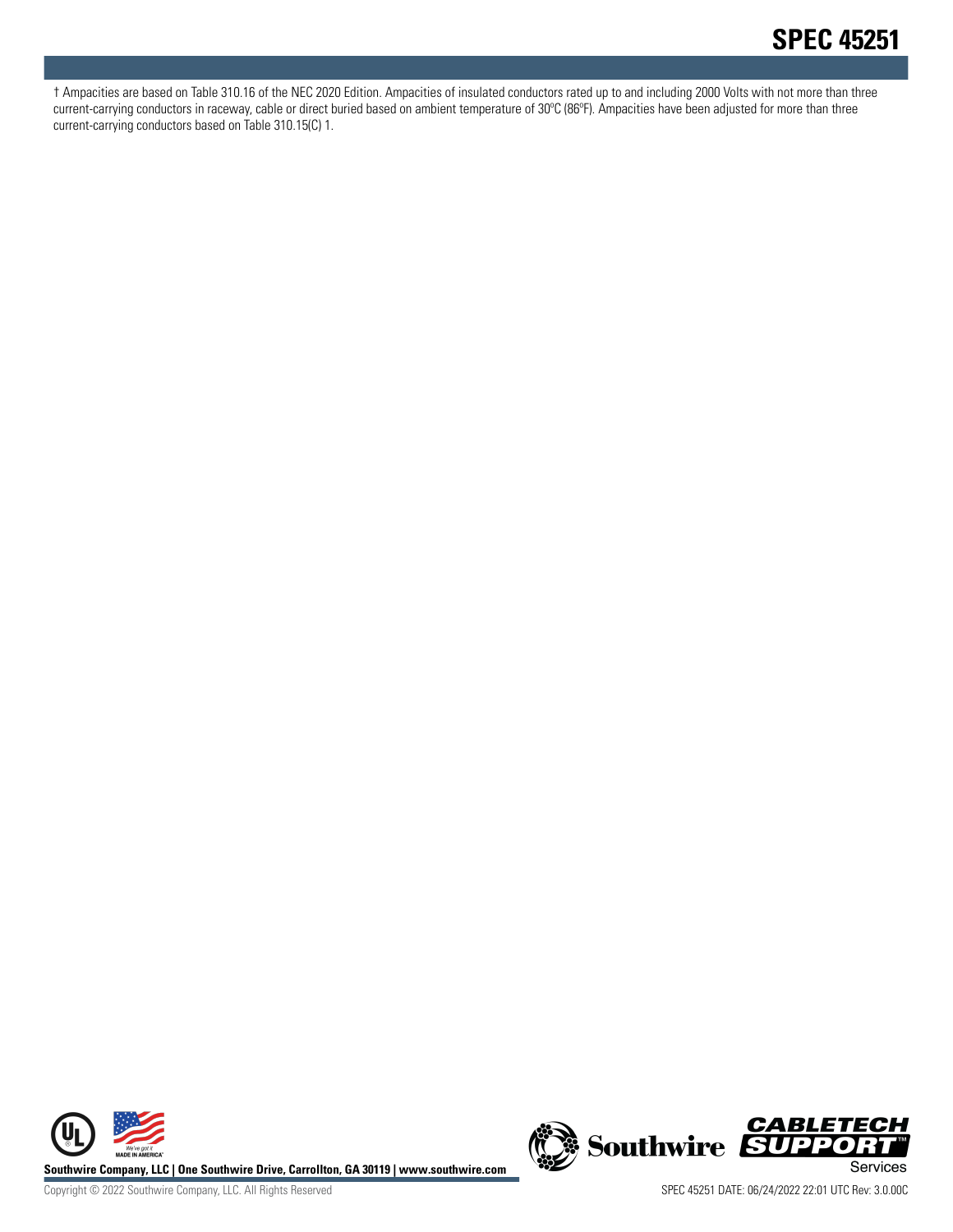† Ampacities are based on Table 310.16 of the NEC 2020 Edition. Ampacities of insulated conductors rated up to and including 2000 Volts with not more than three current-carrying conductors in raceway, cable or direct buried based on ambient temperature of 30ºC (86ºF). Ampacities have been adjusted for more than three current-carrying conductors based on Table 310.15(C) 1.